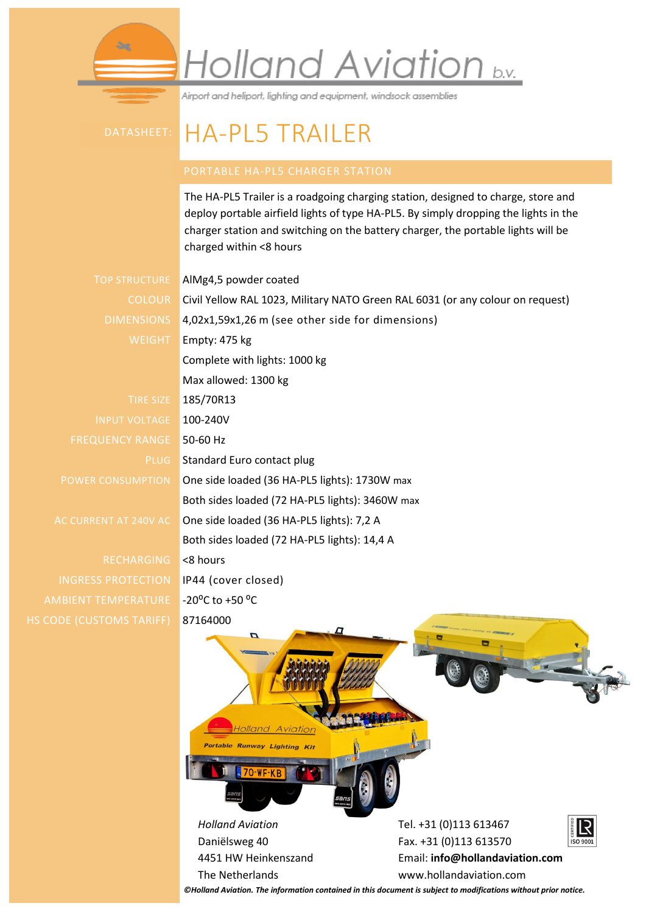# Holland Aviation b.v.

*Airport and heliport, lighting and equipment, windsock assemblies*

DATASHEET:

# HA-PL5 TRAILER

## PORTABLE HA-PL5 CHARGER STATION

The HA-PL5 Trailer is a roadgoing charging station, designed to charge, store and deploy portable airfield lights of type HA-PL5. By simply dropping the lights in the charger station and switching on the battery charger, the portable lights will be charged within <8 hours

| | |
|---|---|
| TOP STRUCTURE | AlMg4,5 powder coated |
| COLOUR | Civil Yellow RAL 1023, Military NATO Green RAL 6031 (or any colour on request) |
| DIMENSIONS | 4,02x1,59x1,26 m (see other side for dimensions) |
| WEIGHT | Empty: 475 kg |
| | Complete with lights: 1000 kg |
| | Max allowed: 1300 kg |
| TIRE SIZE | 185/70R13 |
| INPUT VOLTAGE | 100-240V |
| FREQUENCY RANGE | 50-60 Hz |
| PLUG | Standard Euro contact plug |
| POWER CONSUMPTION | One side loaded (36 HA-PL5 lights): 1730W max |
| | Both sides loaded (72 HA-PL5 lights): 3460W max |
| AC CURRENT AT 240V AC | One side loaded (36 HA-PL5 lights): 7,2 A |
| | Both sides loaded (72 HA-PL5 lights): 14,4 A |
| RECHARGING | <8 hours |
| INGRESS PROTECTION | IP44 (cover closed) |
| AMBIENT TEMPERATURE | -20°C to +50 °C |
| HS CODE (CUSTOMS TARIFF) | 87164000 |

*Holland Aviation*
Daniëlsweg 40
4451 HW Heinkenszand
The Netherlands

Tel. +31 (0)113 613467
Fax. +31 (0)113 613570
Email: **info@hollandaviation.com**
www.hollandaviation.com

***©Holland Aviation. The information contained in this document is subject to modifications without prior notice.***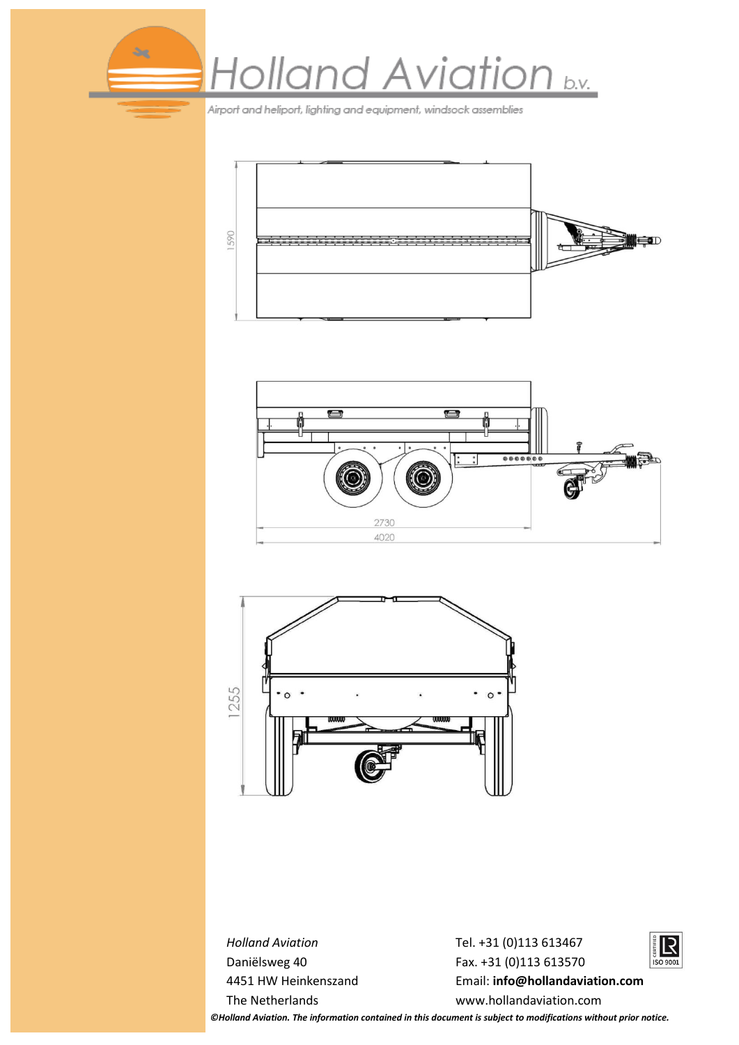# Holland Aviation b.v.

Airport and heliport, lighting and equipment, windsock assemblies

1590

2730

4020

1255

*Holland Aviation*
Daniëlsweg 40
4451 HW Heinkenszand
The Netherlands

Tel. +31 (0)113 613467
Fax. +31 (0)113 613570
Email: **info@hollandaviation.com**
www.hollandaviation.com

ISO 9001

***©Holland Aviation. The information contained in this document is subject to modifications without prior notice.***